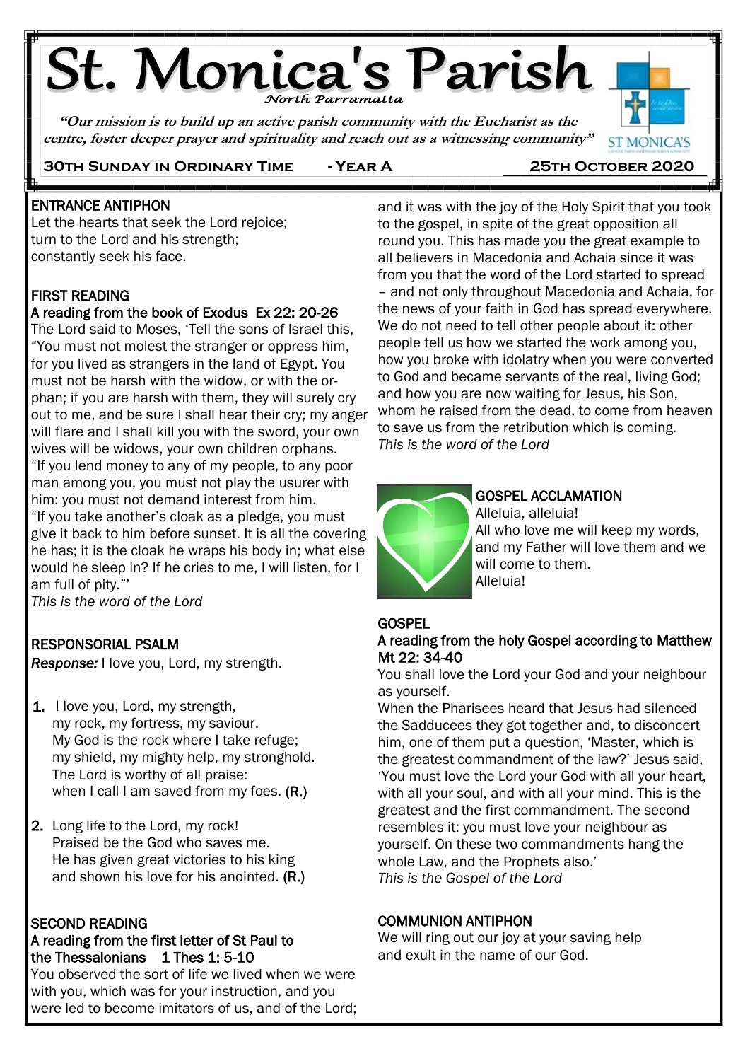# St. Monica's Parish

*North Parramatta*

*"Our mission is to build up an active parish community with the Eucharist as the centre, foster deeper prayer and spirituality and reach out as a witnessing community"*

**30TH SUNDAY IN ORDINARY TIME - YEAR A** **25TH OCTOBER 2020**

## ENTRANCE ANTIPHON

Let the hearts that seek the Lord rejoice;
turn to the Lord and his strength;
constantly seek his face.

## FIRST READING

**A reading from the book of Exodus Ex 22: 20-26**

The Lord said to Moses, 'Tell the sons of Israel this, "You must not molest the stranger or oppress him, for you lived as strangers in the land of Egypt. You must not be harsh with the widow, or with the orphan; if you are harsh with them, they will surely cry out to me, and be sure I shall hear their cry; my anger will flare and I shall kill you with the sword, your own wives will be widows, your own children orphans.
"If you lend money to any of my people, to any poor man among you, you must not play the usurer with him: you must not demand interest from him.
"If you take another's cloak as a pledge, you must give it back to him before sunset. It is all the covering he has; it is the cloak he wraps his body in; what else would he sleep in? If he cries to me, I will listen, for I am full of pity."'

*This is the word of the Lord*

## RESPONSORIAL PSALM

***Response:*** I love you, Lord, my strength.

1. I love you, Lord, my strength,
my rock, my fortress, my saviour.
My God is the rock where I take refuge;
my shield, my mighty help, my stronghold.
The Lord is worthy of all praise:
when I call I am saved from my foes. **(R.)**

2. Long life to the Lord, my rock!
Praised be the God who saves me.
He has given great victories to his king
and shown his love for his anointed. **(R.)**

## SECOND READING

**A reading from the first letter of St Paul to the Thessalonians 1 Thes 1: 5-10**

You observed the sort of life we lived when we were with you, which was for your instruction, and you were led to become imitators of us, and of the Lord; and it was with the joy of the Holy Spirit that you took to the gospel, in spite of the great opposition all round you. This has made you the great example to all believers in Macedonia and Achaia since it was from you that the word of the Lord started to spread – and not only throughout Macedonia and Achaia, for the news of your faith in God has spread everywhere. We do not need to tell other people about it: other people tell us how we started the work among you, how you broke with idolatry when you were converted to God and became servants of the real, living God; and how you are now waiting for Jesus, his Son, whom he raised from the dead, to come from heaven to save us from the retribution which is coming.

*This is the word of the Lord*

## GOSPEL ACCLAMATION

Alleluia, alleluia!
All who love me will keep my words,
and my Father will love them and we will come to them.
Alleluia!

## GOSPEL

**A reading from the holy Gospel according to Matthew Mt 22: 34-40**

You shall love the Lord your God and your neighbour as yourself.

When the Pharisees heard that Jesus had silenced the Sadducees they got together and, to disconcert him, one of them put a question, 'Master, which is the greatest commandment of the law?' Jesus said, 'You must love the Lord your God with all your heart, with all your soul, and with all your mind. This is the greatest and the first commandment. The second resembles it: you must love your neighbour as yourself. On these two commandments hang the whole Law, and the Prophets also.'

*This is the Gospel of the Lord*

## COMMUNION ANTIPHON

We will ring out our joy at your saving help
and exult in the name of our God.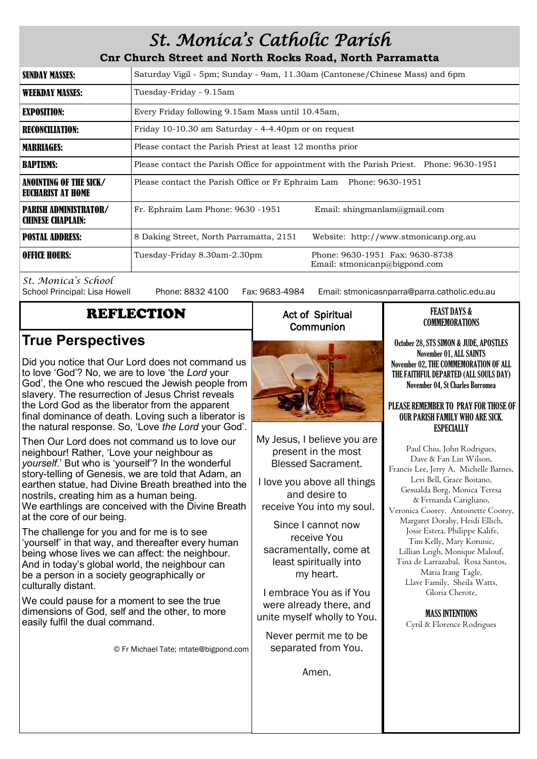# St. Monica's Catholic Parish

**Cnr Church Street and North Rocks Road, North Parramatta**

| | |
|---|---|
| **SUNDAY MASSES:** | Saturday Vigil - 5pm; Sunday - 9am, 11.30am (Cantonese/Chinese Mass) and 6pm |
| **WEEKDAY MASSES:** | Tuesday-Friday - 9.15am |
| **EXPOSITION:** | Every Friday following 9.15am Mass until 10.45am, |
| **RECONCILIATION:** | Friday 10-10.30 am Saturday - 4-4.40pm or on request |
| **MARRIAGES:** | Please contact the Parish Priest at least 12 months prior |
| **BAPTISMS:** | Please contact the Parish Office for appointment with the Parish Priest. Phone: 9630-1951 |
| **ANOINTING OF THE SICK/ EUCHARIST AT HOME** | Please contact the Parish Office or Fr Ephraim Lam Phone: 9630-1951 |
| **PARISH ADMINISTRATOR/ CHINESE CHAPLAIN:** | Fr. Ephraim Lam Phone: 9630 -1951 Email: shingmanlam@gmail.com |
| **POSTAL ADDRESS:** | 8 Daking Street, North Parramatta, 2151 Website: http://www.stmonicanp.org.au |
| **OFFICE HOURS:** | Tuesday-Friday 8.30am-2.30pm Phone: 9630-1951 Fax: 9630-8738 Email: stmonicanp@bigpond.com |

*St. Monica's School*
School Principal: Lisa Howell Phone: 8832 4100 Fax: 9683-4984 Email: stmonicasnparra@parra.catholic.edu.au

## REFLECTION

## True Perspectives

Did you notice that Our Lord does not command us to love 'God'? No, we are to love 'the *Lord* your God', the One who rescued the Jewish people from slavery. The resurrection of Jesus Christ reveals the Lord God as the liberator from the apparent final dominance of death. Loving such a liberator is the natural response. So, 'Love *the Lord* your God'.

Then Our Lord does not command us to love our neighbour! Rather, 'Love your neighbour as *yourself*.' But who is 'yourself'? In the wonderful story-telling of Genesis, we are told that Adam, an earthen statue, had Divine Breath breathed into the nostrils, creating him as a human being.
We earthlings are conceived with the Divine Breath at the core of our being.

The challenge for you and for me is to see 'yourself' in that way, and thereafter every human being whose lives we can affect: the neighbour. And in today's global world, the neighbour can be a person in a society geographically or culturally distant.

We could pause for a moment to see the true dimensions of God, self and the other, to more easily fulfil the dual command.

© Fr Michael Tate; mtate@bigpond.com

## Act of Spiritual Communion

My Jesus, I believe you are present in the most Blessed Sacrament.

I love you above all things and desire to receive You into my soul.

Since I cannot now receive You sacramentally, come at least spiritually into my heart.

I embrace You as if You were already there, and unite myself wholly to You.

Never permit me to be separated from You.

Amen.

## FEAST DAYS & COMMEMORATIONS

October 28, STS SIMON & JUDE, APOSTLES
November 01, ALL SAINTS
November 02, THE COMMEMORATION OF ALL THE FAITHFUL DEPARTED (ALL SOULS DAY)
November 04, St Charles Borromea

**PLEASE REMEMBER TO PRAY FOR THOSE OF OUR PARISH FAMILY WHO ARE SICK. ESPECIALLY**

Paul Chiu, John Rodrigues, Dave & Fan Lin Wilson, Francis Lee, Jerry A, Michelle Barnes, Levi Bell, Grace Boitano, Gesualda Borg, Monica Teresa & Fernanda Carigliano, Veronica Coorey. Antoinette Coorey, Margaret Dorahy, Heidi Ellich, Josie Estera, Philippe Kalife, Tim Kelly, Mary Korunic, Lillian Leigh, Monique Malouf, Tina de Larrazabal, Rosa Santos, Maria Itang Tagle, Llave Family, Sheila Watts, Gloria Cherote,

**MASS INTENTIONS**

Cyril & Florence Rodrigues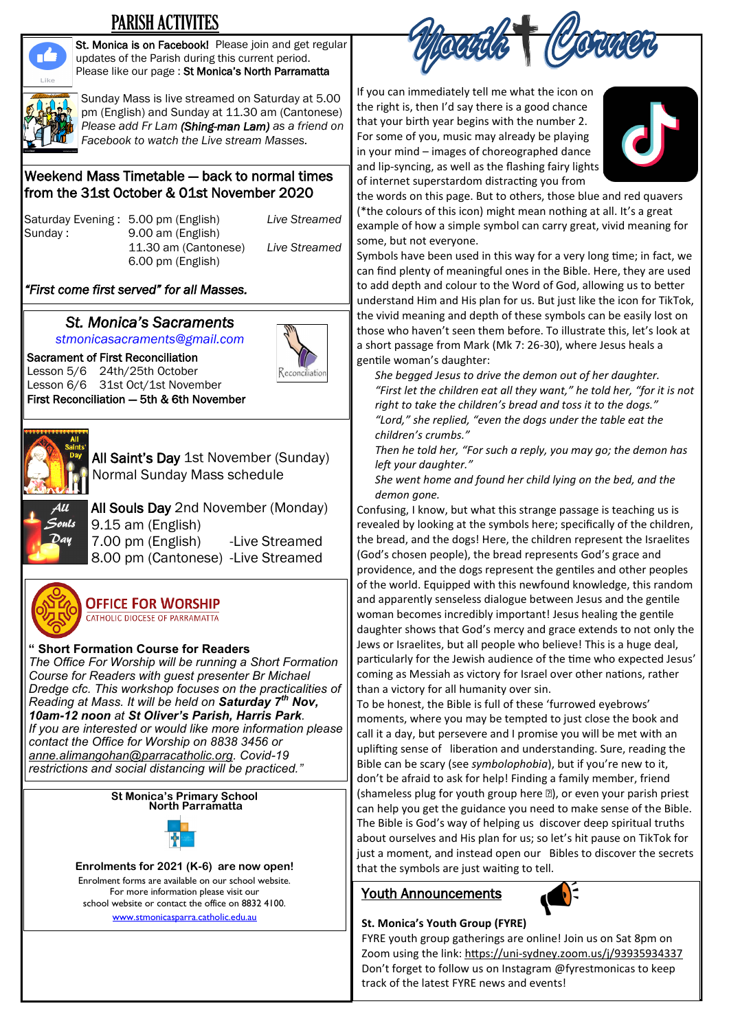# PARISH ACTIVITES

**St. Monica is on Facebook!** Please join and get regular updates of the Parish during this current period.
Please like our page : **St Monica's North Parramatta**

Sunday Mass is live streamed on Saturday at 5.00 pm (English) and Sunday at 11.30 am (Cantonese) *Please add Fr Lam* ***(Shing-man Lam)*** *as a friend on Facebook to watch the Live stream Masses.*

## Weekend Mass Timetable — back to normal times from the 31st October & 01st November 2020

| | | |
|---|---|---|
| Saturday Evening : | 5.00 pm (English) | *Live Streamed* |
| Sunday : | 9.00 am (English) | |
| | 11.30 am (Cantonese) | *Live Streamed* |
| | 6.00 pm (English) | |

***"First come first served" for all Masses.***

## *St. Monica's Sacraments*

stmonicasacraments@gmail.com

**Sacrament of First Reconciliation**
Lesson 5/6  24th/25th October
Lesson 6/6  31st Oct/1st November
**First Reconciliation — 5th & 6th November**

**All Saint's Day** 1st November (Sunday)
Normal Sunday Mass schedule

**All Souls Day** 2nd November (Monday)
9.15 am (English)
7.00 pm (English) -Live Streamed
8.00 pm (Cantonese) -Live Streamed

**OFFICE FOR WORSHIP**
CATHOLIC DIOCESE OF PARRAMATTA

**" Short Formation Course for Readers**

*The Office For Worship will be running a Short Formation Course for Readers with guest presenter Br Michael Dredge cfc. This workshop focuses on the practicalities of Reading at Mass. It will be held on* ***Saturday 7th Nov, 10am-12 noon*** *at* ***St Oliver's Parish, Harris Park****.*
*If you are interested or would like more information please contact the Office for Worship on 8838 3456 or anne.alimangohan@parracatholic.org. Covid-19 restrictions and social distancing will be practiced."*

**St Monica's Primary School**
**North Parramatta**

**Enrolments for 2021 (K-6) are now open!**
Enrolment forms are available on our school website.
For more information please visit our school website or contact the office on 8832 4100.
www.stmonicasparra.catholic.edu.au

# Youth Corner

If you can immediately tell me what the icon on the right is, then I'd say there is a good chance that your birth year begins with the number 2. For some of you, music may already be playing in your mind – images of choreographed dance and lip-syncing, as well as the flashing fairy lights of internet superstardom distracting you from the words on this page. But to others, those blue and red quavers (*the colours of this icon) might mean nothing at all. It's a great example of how a simple symbol can carry great, vivid meaning for some, but not everyone.

Symbols have been used in this way for a very long time; in fact, we can find plenty of meaningful ones in the Bible. Here, they are used to add depth and colour to the Word of God, allowing us to better understand Him and His plan for us. But just like the icon for TikTok, the vivid meaning and depth of these symbols can be easily lost on those who haven't seen them before. To illustrate this, let's look at a short passage from Mark (Mk 7: 26-30), where Jesus heals a gentile woman's daughter:

> *She begged Jesus to drive the demon out of her daughter.*
> *"First let the children eat all they want," he told her, "for it is not right to take the children's bread and toss it to the dogs."*
> *"Lord," she replied, "even the dogs under the table eat the children's crumbs."*
> *Then he told her, "For such a reply, you may go; the demon has left your daughter."*
> *She went home and found her child lying on the bed, and the demon gone.*

Confusing, I know, but what this strange passage is teaching us is revealed by looking at the symbols here; specifically of the children, the bread, and the dogs! Here, the children represent the Israelites (God's chosen people), the bread represents God's grace and providence, and the dogs represent the gentiles and other peoples of the world. Equipped with this newfound knowledge, this random and apparently senseless dialogue between Jesus and the gentile woman becomes incredibly important! Jesus healing the gentile daughter shows that God's mercy and grace extends to not only the Jews or Israelites, but all people who believe! This is a huge deal, particularly for the Jewish audience of the time who expected Jesus' coming as Messiah as victory for Israel over other nations, rather than a victory for all humanity over sin.

To be honest, the Bible is full of these 'furrowed eyebrows' moments, where you may be tempted to just close the book and call it a day, but persevere and I promise you will be met with an uplifting sense of liberation and understanding. Sure, reading the Bible can be scary (see *symbolophobia*), but if you're new to it, don't be afraid to ask for help! Finding a family member, friend (shameless plug for youth group here ), or even your parish priest can help you get the guidance you need to make sense of the Bible. The Bible is God's way of helping us discover deep spiritual truths about ourselves and His plan for us; so let's hit pause on TikTok for just a moment, and instead open our Bibles to discover the secrets that the symbols are just waiting to tell.

## Youth Announcements

**St. Monica's Youth Group (FYRE)**

FYRE youth group gatherings are online! Join us on Sat 8pm on Zoom using the link: https://uni-sydney.zoom.us/j/93935934337
Don't forget to follow us on Instagram @fyrestmonicas to keep track of the latest FYRE news and events!